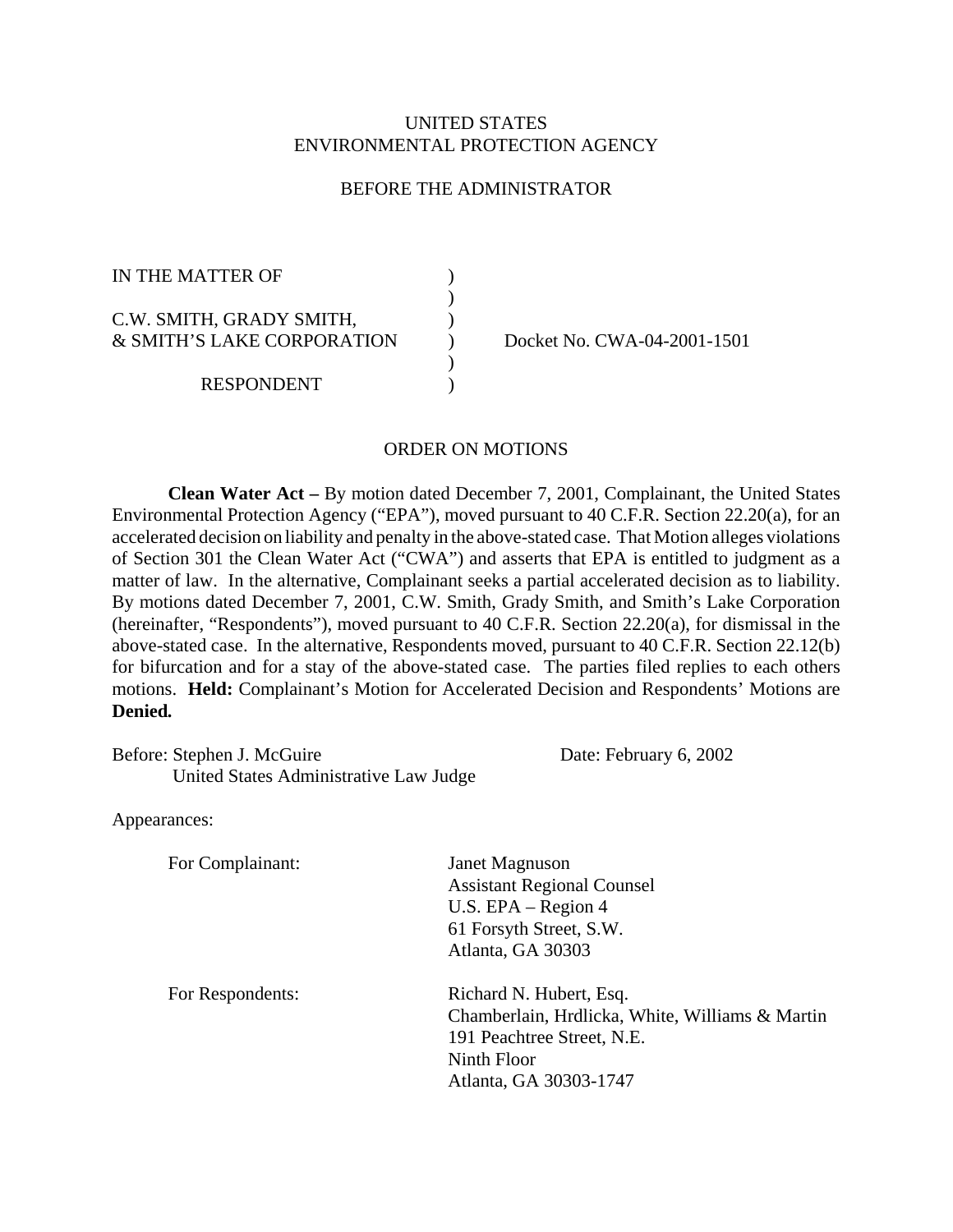UNITED STATES
ENVIRONMENTAL PROTECTION AGENCY

BEFORE THE ADMINISTRATOR

| | | |
|---|---|---|
| IN THE MATTER OF | ) | |
| | ) | |
| C.W. SMITH, GRADY SMITH, | ) | |
| & SMITH'S LAKE CORPORATION | ) | Docket No. CWA-04-2001-1501 |
| | ) | |
| RESPONDENT | ) | |

ORDER ON MOTIONS

**Clean Water Act –** By motion dated December 7, 2001, Complainant, the United States Environmental Protection Agency ("EPA"), moved pursuant to 40 C.F.R. Section 22.20(a), for an accelerated decision on liability and penalty in the above-stated case. That Motion alleges violations of Section 301 the Clean Water Act ("CWA") and asserts that EPA is entitled to judgment as a matter of law. In the alternative, Complainant seeks a partial accelerated decision as to liability. By motions dated December 7, 2001, C.W. Smith, Grady Smith, and Smith's Lake Corporation (hereinafter, "Respondents"), moved pursuant to 40 C.F.R. Section 22.20(a), for dismissal in the above-stated case. In the alternative, Respondents moved, pursuant to 40 C.F.R. Section 22.12(b) for bifurcation and for a stay of the above-stated case. The parties filed replies to each others motions. **Held:** Complainant's Motion for Accelerated Decision and Respondents' Motions are **Denied.**

Before: Stephen J. McGuire
United States Administrative Law Judge

Date: February 6, 2002

Appearances:

For Complainant:

Janet Magnuson
Assistant Regional Counsel
U.S. EPA – Region 4
61 Forsyth Street, S.W.
Atlanta, GA 30303

For Respondents:

Richard N. Hubert, Esq.
Chamberlain, Hrdlicka, White, Williams & Martin
191 Peachtree Street, N.E.
Ninth Floor
Atlanta, GA 30303-1747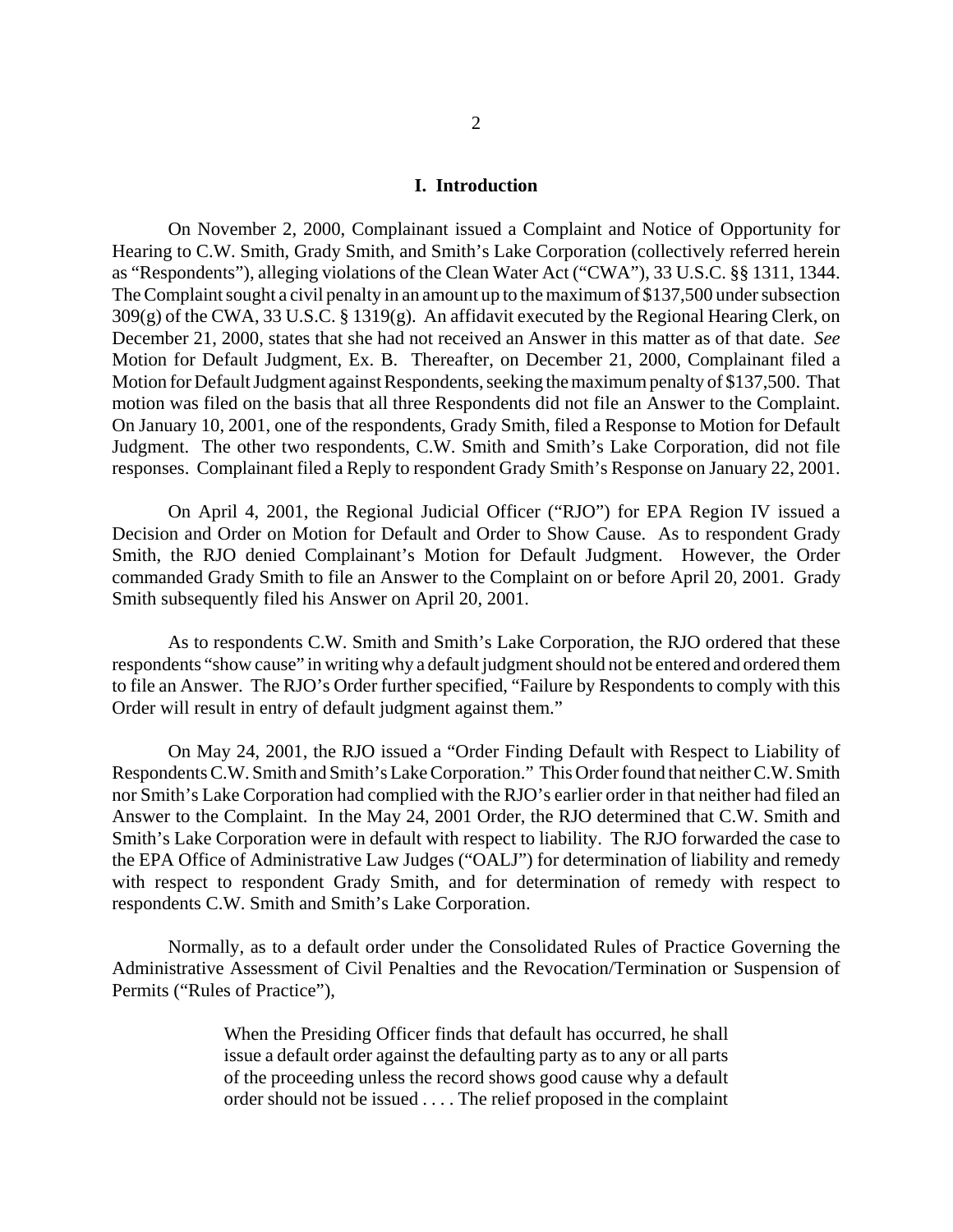## I. Introduction

On November 2, 2000, Complainant issued a Complaint and Notice of Opportunity for Hearing to C.W. Smith, Grady Smith, and Smith's Lake Corporation (collectively referred herein as "Respondents"), alleging violations of the Clean Water Act ("CWA"), 33 U.S.C. §§ 1311, 1344. The Complaint sought a civil penalty in an amount up to the maximum of $137,500 under subsection 309(g) of the CWA, 33 U.S.C. § 1319(g). An affidavit executed by the Regional Hearing Clerk, on December 21, 2000, states that she had not received an Answer in this matter as of that date. *See* Motion for Default Judgment, Ex. B. Thereafter, on December 21, 2000, Complainant filed a Motion for Default Judgment against Respondents, seeking the maximum penalty of $137,500. That motion was filed on the basis that all three Respondents did not file an Answer to the Complaint. On January 10, 2001, one of the respondents, Grady Smith, filed a Response to Motion for Default Judgment. The other two respondents, C.W. Smith and Smith's Lake Corporation, did not file responses. Complainant filed a Reply to respondent Grady Smith's Response on January 22, 2001.

On April 4, 2001, the Regional Judicial Officer ("RJO") for EPA Region IV issued a Decision and Order on Motion for Default and Order to Show Cause. As to respondent Grady Smith, the RJO denied Complainant's Motion for Default Judgment. However, the Order commanded Grady Smith to file an Answer to the Complaint on or before April 20, 2001. Grady Smith subsequently filed his Answer on April 20, 2001.

As to respondents C.W. Smith and Smith's Lake Corporation, the RJO ordered that these respondents "show cause" in writing why a default judgment should not be entered and ordered them to file an Answer. The RJO's Order further specified, "Failure by Respondents to comply with this Order will result in entry of default judgment against them."

On May 24, 2001, the RJO issued a "Order Finding Default with Respect to Liability of Respondents C.W. Smith and Smith's Lake Corporation." This Order found that neither C.W. Smith nor Smith's Lake Corporation had complied with the RJO's earlier order in that neither had filed an Answer to the Complaint. In the May 24, 2001 Order, the RJO determined that C.W. Smith and Smith's Lake Corporation were in default with respect to liability. The RJO forwarded the case to the EPA Office of Administrative Law Judges ("OALJ") for determination of liability and remedy with respect to respondent Grady Smith, and for determination of remedy with respect to respondents C.W. Smith and Smith's Lake Corporation.

Normally, as to a default order under the Consolidated Rules of Practice Governing the Administrative Assessment of Civil Penalties and the Revocation/Termination or Suspension of Permits ("Rules of Practice"),

> When the Presiding Officer finds that default has occurred, he shall issue a default order against the defaulting party as to any or all parts of the proceeding unless the record shows good cause why a default order should not be issued . . . . The relief proposed in the complaint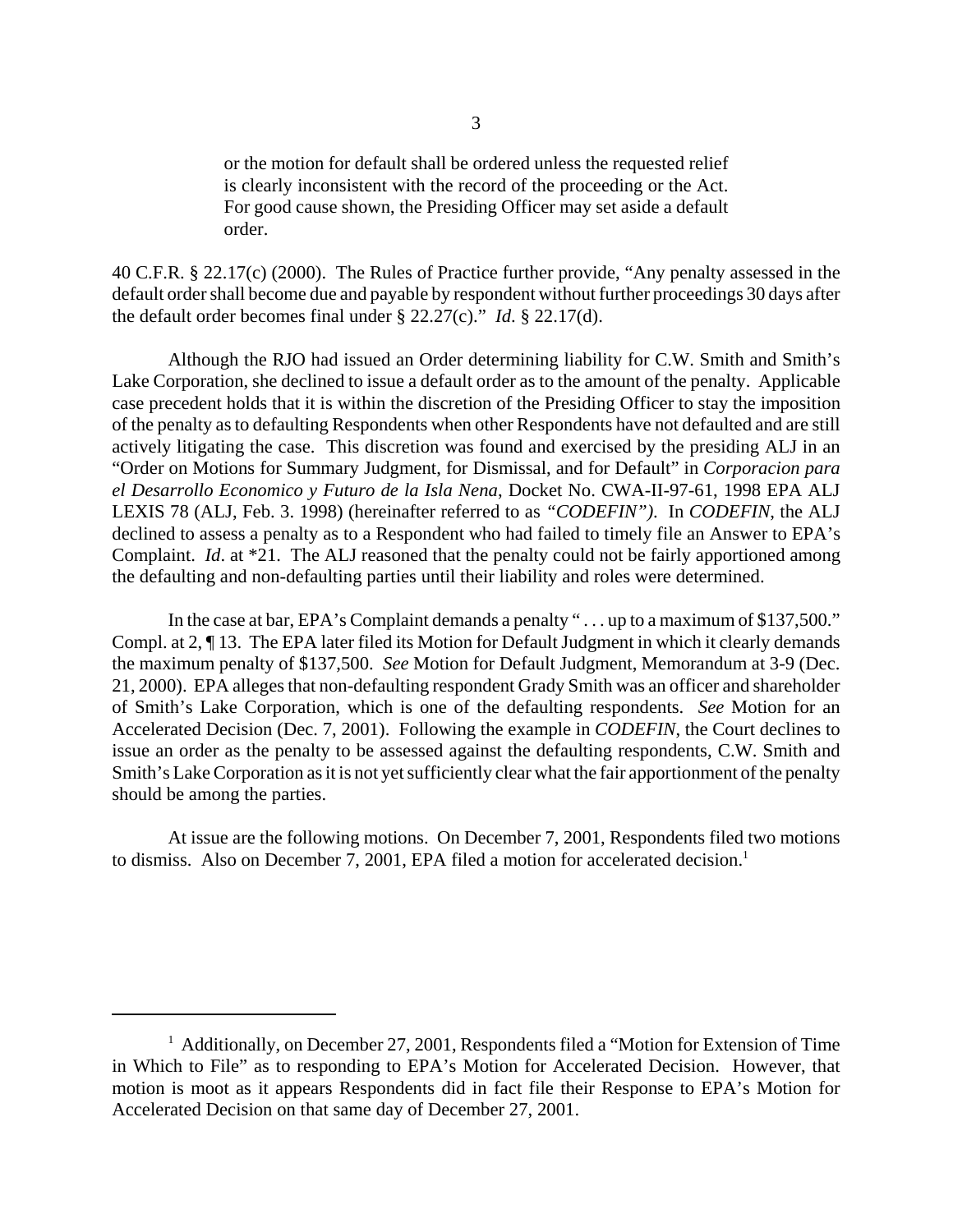> or the motion for default shall be ordered unless the requested relief is clearly inconsistent with the record of the proceeding or the Act. For good cause shown, the Presiding Officer may set aside a default order.

40 C.F.R. § 22.17(c) (2000). The Rules of Practice further provide, "Any penalty assessed in the default order shall become due and payable by respondent without further proceedings 30 days after the default order becomes final under § 22.27(c)." *Id*. § 22.17(d).

Although the RJO had issued an Order determining liability for C.W. Smith and Smith's Lake Corporation, she declined to issue a default order as to the amount of the penalty. Applicable case precedent holds that it is within the discretion of the Presiding Officer to stay the imposition of the penalty as to defaulting Respondents when other Respondents have not defaulted and are still actively litigating the case. This discretion was found and exercised by the presiding ALJ in an "Order on Motions for Summary Judgment, for Dismissal, and for Default" in *Corporacion para el Desarrollo Economico y Futuro de la Isla Nena*, Docket No. CWA-II-97-61, 1998 EPA ALJ LEXIS 78 (ALJ, Feb. 3. 1998) (hereinafter referred to as *"CODEFIN")*. In *CODEFIN*, the ALJ declined to assess a penalty as to a Respondent who had failed to timely file an Answer to EPA's Complaint. *Id*. at *21. The ALJ reasoned that the penalty could not be fairly apportioned among the defaulting and non-defaulting parties until their liability and roles were determined.

In the case at bar, EPA's Complaint demands a penalty " . . . up to a maximum of $137,500." Compl. at 2, ¶ 13. The EPA later filed its Motion for Default Judgment in which it clearly demands the maximum penalty of $137,500. *See* Motion for Default Judgment, Memorandum at 3-9 (Dec. 21, 2000). EPA alleges that non-defaulting respondent Grady Smith was an officer and shareholder of Smith's Lake Corporation, which is one of the defaulting respondents. *See* Motion for an Accelerated Decision (Dec. 7, 2001). Following the example in *CODEFIN*, the Court declines to issue an order as the penalty to be assessed against the defaulting respondents, C.W. Smith and Smith's Lake Corporation as it is not yet sufficiently clear what the fair apportionment of the penalty should be among the parties.

At issue are the following motions. On December 7, 2001, Respondents filed two motions to dismiss. Also on December 7, 2001, EPA filed a motion for accelerated decision.[1]

[1] Additionally, on December 27, 2001, Respondents filed a "Motion for Extension of Time in Which to File" as to responding to EPA's Motion for Accelerated Decision. However, that motion is moot as it appears Respondents did in fact file their Response to EPA's Motion for Accelerated Decision on that same day of December 27, 2001.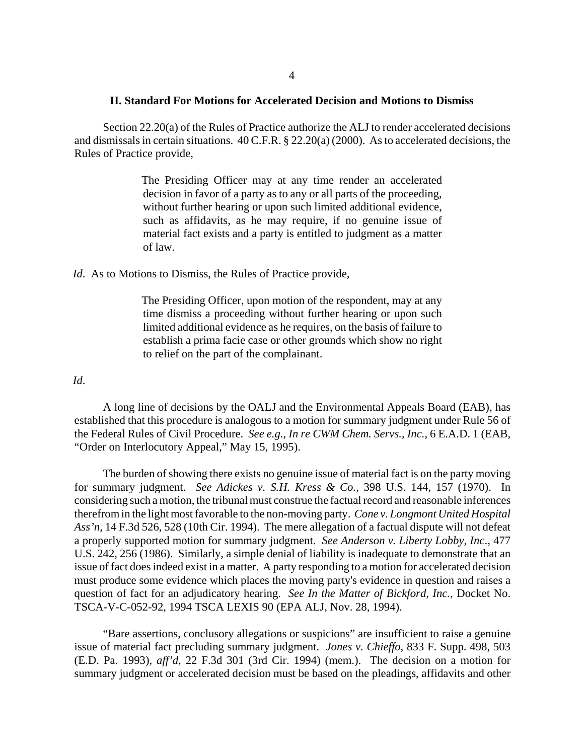### II. Standard For Motions for Accelerated Decision and Motions to Dismiss

Section 22.20(a) of the Rules of Practice authorize the ALJ to render accelerated decisions and dismissals in certain situations. 40 C.F.R. § 22.20(a) (2000). As to accelerated decisions, the Rules of Practice provide,

> The Presiding Officer may at any time render an accelerated decision in favor of a party as to any or all parts of the proceeding, without further hearing or upon such limited additional evidence, such as affidavits, as he may require, if no genuine issue of material fact exists and a party is entitled to judgment as a matter of law.

*Id.* As to Motions to Dismiss, the Rules of Practice provide,

> The Presiding Officer, upon motion of the respondent, may at any time dismiss a proceeding without further hearing or upon such limited additional evidence as he requires, on the basis of failure to establish a prima facie case or other grounds which show no right to relief on the part of the complainant.

*Id.*

A long line of decisions by the OALJ and the Environmental Appeals Board (EAB), has established that this procedure is analogous to a motion for summary judgment under Rule 56 of the Federal Rules of Civil Procedure. *See e.g., In re CWM Chem. Servs., Inc.*, 6 E.A.D. 1 (EAB, "Order on Interlocutory Appeal," May 15, 1995).

The burden of showing there exists no genuine issue of material fact is on the party moving for summary judgment. *See Adickes v. S.H. Kress & Co.*, 398 U.S. 144, 157 (1970). In considering such a motion, the tribunal must construe the factual record and reasonable inferences therefrom in the light most favorable to the non-moving party. *Cone v. Longmont United Hospital Ass'n*, 14 F.3d 526, 528 (10th Cir. 1994). The mere allegation of a factual dispute will not defeat a properly supported motion for summary judgment. *See Anderson v. Liberty Lobby, Inc*., 477 U.S. 242, 256 (1986). Similarly, a simple denial of liability is inadequate to demonstrate that an issue of fact does indeed exist in a matter. A party responding to a motion for accelerated decision must produce some evidence which places the moving party's evidence in question and raises a question of fact for an adjudicatory hearing. *See In the Matter of Bickford, Inc.*, Docket No. TSCA-V-C-052-92, 1994 TSCA LEXIS 90 (EPA ALJ, Nov. 28, 1994).

"Bare assertions, conclusory allegations or suspicions" are insufficient to raise a genuine issue of material fact precluding summary judgment. *Jones v. Chieffo*, 833 F. Supp. 498, 503 (E.D. Pa. 1993), *aff'd*, 22 F.3d 301 (3rd Cir. 1994) (mem.). The decision on a motion for summary judgment or accelerated decision must be based on the pleadings, affidavits and other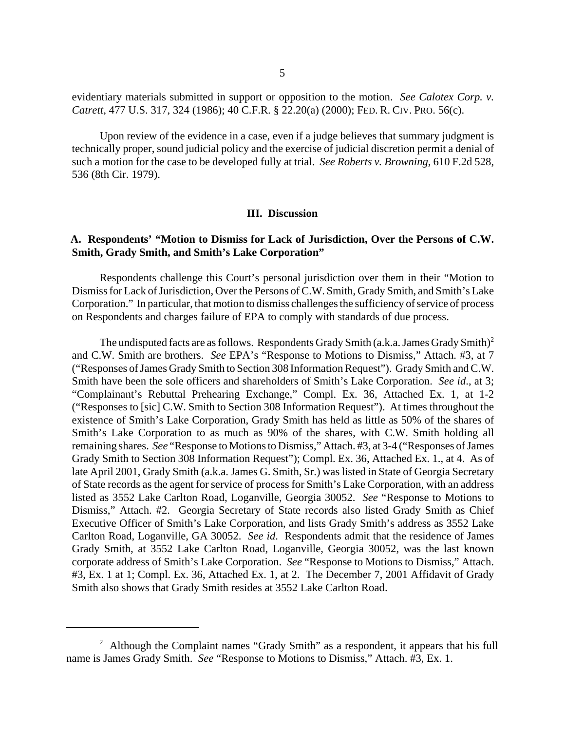evidentiary materials submitted in support or opposition to the motion. *See Calotex Corp. v. Catrett*, 477 U.S. 317, 324 (1986); 40 C.F.R. § 22.20(a) (2000); FED. R. CIV. PRO. 56(c).

Upon review of the evidence in a case, even if a judge believes that summary judgment is technically proper, sound judicial policy and the exercise of judicial discretion permit a denial of such a motion for the case to be developed fully at trial. *See Roberts v. Browning*, 610 F.2d 528, 536 (8th Cir. 1979).

## III. Discussion

### A. Respondents' "Motion to Dismiss for Lack of Jurisdiction, Over the Persons of C.W. Smith, Grady Smith, and Smith's Lake Corporation"

Respondents challenge this Court's personal jurisdiction over them in their "Motion to Dismiss for Lack of Jurisdiction, Over the Persons of C.W. Smith, Grady Smith, and Smith's Lake Corporation." In particular, that motion to dismiss challenges the sufficiency of service of process on Respondents and charges failure of EPA to comply with standards of due process.

The undisputed facts are as follows. Respondents Grady Smith (a.k.a. James Grady Smith)[2] and C.W. Smith are brothers. *See* EPA's "Response to Motions to Dismiss," Attach. #3, at 7 ("Responses of James Grady Smith to Section 308 Information Request"). Grady Smith and C.W. Smith have been the sole officers and shareholders of Smith's Lake Corporation. *See id.*, at 3; "Complainant's Rebuttal Prehearing Exchange," Compl. Ex. 36, Attached Ex. 1, at 1-2 ("Responses to [sic] C.W. Smith to Section 308 Information Request"). At times throughout the existence of Smith's Lake Corporation, Grady Smith has held as little as 50% of the shares of Smith's Lake Corporation to as much as 90% of the shares, with C.W. Smith holding all remaining shares. *See* "Response to Motions to Dismiss," Attach. #3, at 3-4 ("Responses of James Grady Smith to Section 308 Information Request"); Compl. Ex. 36, Attached Ex. 1., at 4. As of late April 2001, Grady Smith (a.k.a. James G. Smith, Sr.) was listed in State of Georgia Secretary of State records as the agent for service of process for Smith's Lake Corporation, with an address listed as 3552 Lake Carlton Road, Loganville, Georgia 30052. *See* "Response to Motions to Dismiss," Attach. #2. Georgia Secretary of State records also listed Grady Smith as Chief Executive Officer of Smith's Lake Corporation, and lists Grady Smith's address as 3552 Lake Carlton Road, Loganville, GA 30052. *See id*. Respondents admit that the residence of James Grady Smith, at 3552 Lake Carlton Road, Loganville, Georgia 30052, was the last known corporate address of Smith's Lake Corporation. *See* "Response to Motions to Dismiss," Attach. #3, Ex. 1 at 1; Compl. Ex. 36, Attached Ex. 1, at 2. The December 7, 2001 Affidavit of Grady Smith also shows that Grady Smith resides at 3552 Lake Carlton Road.

[2] Although the Complaint names "Grady Smith" as a respondent, it appears that his full name is James Grady Smith. *See* "Response to Motions to Dismiss," Attach. #3, Ex. 1.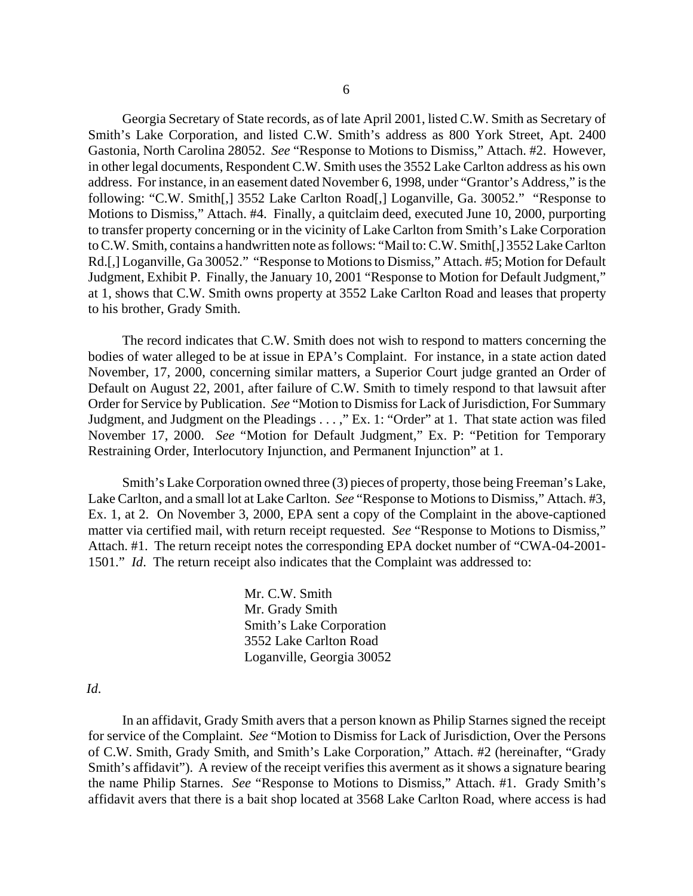Georgia Secretary of State records, as of late April 2001, listed C.W. Smith as Secretary of Smith's Lake Corporation, and listed C.W. Smith's address as 800 York Street, Apt. 2400 Gastonia, North Carolina 28052. *See* "Response to Motions to Dismiss," Attach. #2. However, in other legal documents, Respondent C.W. Smith uses the 3552 Lake Carlton address as his own address. For instance, in an easement dated November 6, 1998, under "Grantor's Address," is the following: "C.W. Smith[,] 3552 Lake Carlton Road[,] Loganville, Ga. 30052." "Response to Motions to Dismiss," Attach. #4. Finally, a quitclaim deed, executed June 10, 2000, purporting to transfer property concerning or in the vicinity of Lake Carlton from Smith's Lake Corporation to C.W. Smith, contains a handwritten note as follows: "Mail to: C.W. Smith[,] 3552 Lake Carlton Rd.[,] Loganville, Ga 30052." "Response to Motions to Dismiss," Attach. #5; Motion for Default Judgment, Exhibit P. Finally, the January 10, 2001 "Response to Motion for Default Judgment," at 1, shows that C.W. Smith owns property at 3552 Lake Carlton Road and leases that property to his brother, Grady Smith.

The record indicates that C.W. Smith does not wish to respond to matters concerning the bodies of water alleged to be at issue in EPA's Complaint. For instance, in a state action dated November, 17, 2000, concerning similar matters, a Superior Court judge granted an Order of Default on August 22, 2001, after failure of C.W. Smith to timely respond to that lawsuit after Order for Service by Publication. *See* "Motion to Dismiss for Lack of Jurisdiction, For Summary Judgment, and Judgment on the Pleadings . . . ," Ex. 1: "Order" at 1. That state action was filed November 17, 2000. *See* "Motion for Default Judgment," Ex. P: "Petition for Temporary Restraining Order, Interlocutory Injunction, and Permanent Injunction" at 1.

Smith's Lake Corporation owned three (3) pieces of property, those being Freeman's Lake, Lake Carlton, and a small lot at Lake Carlton. *See* "Response to Motions to Dismiss," Attach. #3, Ex. 1, at 2. On November 3, 2000, EPA sent a copy of the Complaint in the above-captioned matter via certified mail, with return receipt requested. *See* "Response to Motions to Dismiss," Attach. #1. The return receipt notes the corresponding EPA docket number of "CWA-04-2001-1501." *Id*. The return receipt also indicates that the Complaint was addressed to:

Mr. C.W. Smith
Mr. Grady Smith
Smith's Lake Corporation
3552 Lake Carlton Road
Loganville, Georgia 30052

*Id*.

In an affidavit, Grady Smith avers that a person known as Philip Starnes signed the receipt for service of the Complaint. *See* "Motion to Dismiss for Lack of Jurisdiction, Over the Persons of C.W. Smith, Grady Smith, and Smith's Lake Corporation," Attach. #2 (hereinafter, "Grady Smith's affidavit"). A review of the receipt verifies this averment as it shows a signature bearing the name Philip Starnes. *See* "Response to Motions to Dismiss," Attach. #1. Grady Smith's affidavit avers that there is a bait shop located at 3568 Lake Carlton Road, where access is had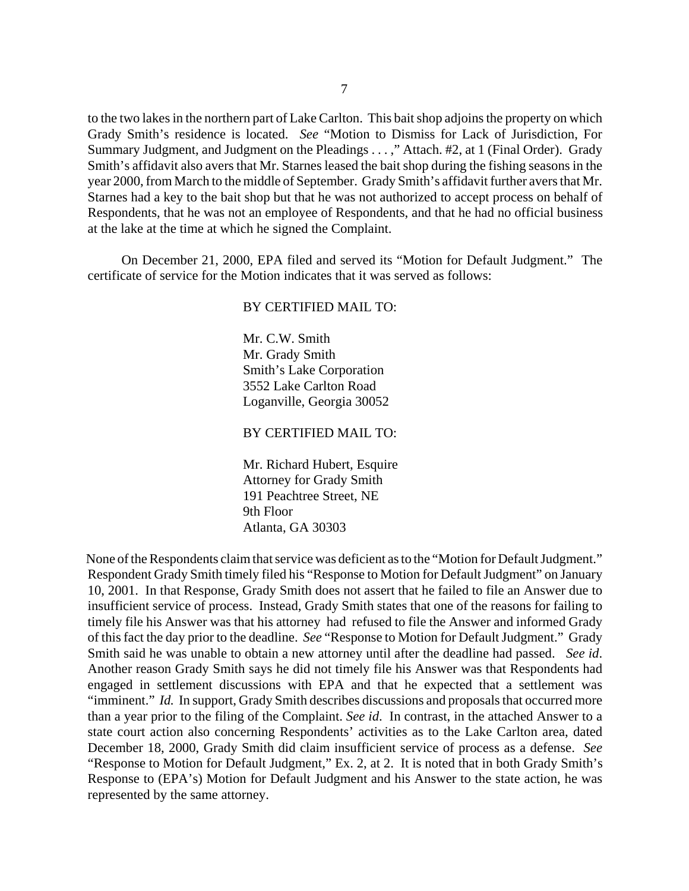to the two lakes in the northern part of Lake Carlton. This bait shop adjoins the property on which Grady Smith's residence is located. *See* "Motion to Dismiss for Lack of Jurisdiction, For Summary Judgment, and Judgment on the Pleadings . . . ," Attach. #2, at 1 (Final Order). Grady Smith's affidavit also avers that Mr. Starnes leased the bait shop during the fishing seasons in the year 2000, from March to the middle of September. Grady Smith's affidavit further avers that Mr. Starnes had a key to the bait shop but that he was not authorized to accept process on behalf of Respondents, that he was not an employee of Respondents, and that he had no official business at the lake at the time at which he signed the Complaint.

On December 21, 2000, EPA filed and served its "Motion for Default Judgment." The certificate of service for the Motion indicates that it was served as follows:

> BY CERTIFIED MAIL TO:
>
> Mr. C.W. Smith
> Mr. Grady Smith
> Smith's Lake Corporation
> 3552 Lake Carlton Road
> Loganville, Georgia 30052
>
> BY CERTIFIED MAIL TO:
>
> Mr. Richard Hubert, Esquire
> Attorney for Grady Smith
> 191 Peachtree Street, NE
> 9th Floor
> Atlanta, GA 30303

None of the Respondents claim that service was deficient as to the "Motion for Default Judgment." Respondent Grady Smith timely filed his "Response to Motion for Default Judgment" on January 10, 2001. In that Response, Grady Smith does not assert that he failed to file an Answer due to insufficient service of process. Instead, Grady Smith states that one of the reasons for failing to timely file his Answer was that his attorney had refused to file the Answer and informed Grady of this fact the day prior to the deadline. *See* "Response to Motion for Default Judgment." Grady Smith said he was unable to obtain a new attorney timely until after the deadline had passed. *See id*. Another reason Grady Smith says he did not timely file his Answer was that Respondents had engaged in settlement discussions with EPA and that he expected that a settlement was "imminent." *Id.* In support, Grady Smith describes discussions and proposals that occurred more than a year prior to the filing of the Complaint. *See id*. In contrast, in the attached Answer to a state court action also concerning Respondents' activities as to the Lake Carlton area, dated December 18, 2000, Grady Smith did claim insufficient service of process as a defense. *See* "Response to Motion for Default Judgment," Ex. 2, at 2. It is noted that in both Grady Smith's Response to (EPA's) Motion for Default Judgment and his Answer to the state action, he was represented by the same attorney.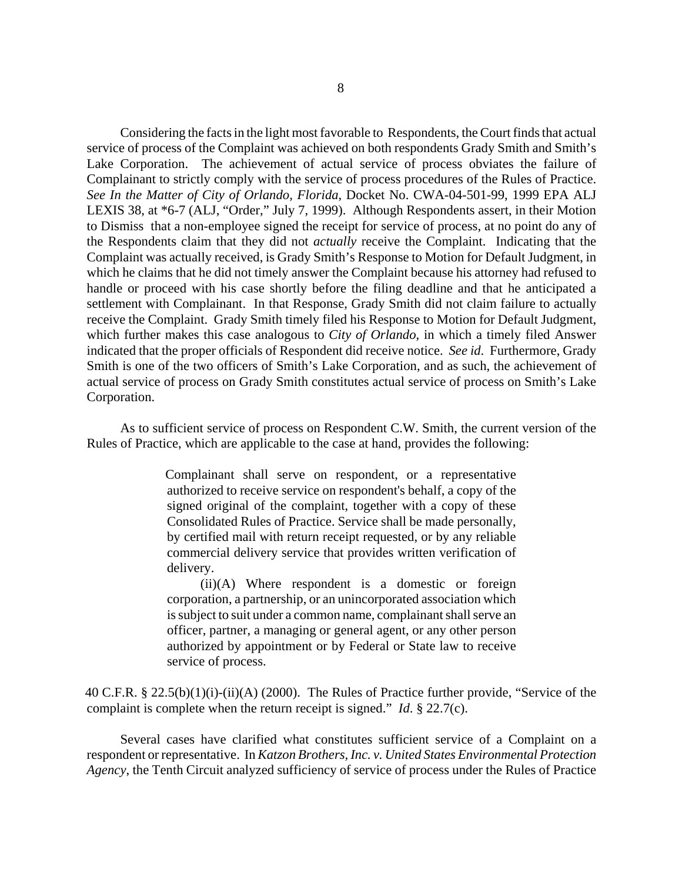Considering the facts in the light most favorable to Respondents, the Court finds that actual service of process of the Complaint was achieved on both respondents Grady Smith and Smith's Lake Corporation. The achievement of actual service of process obviates the failure of Complainant to strictly comply with the service of process procedures of the Rules of Practice. *See In the Matter of City of Orlando, Florida*, Docket No. CWA-04-501-99, 1999 EPA ALJ LEXIS 38, at *6-7 (ALJ, "Order," July 7, 1999). Although Respondents assert, in their Motion to Dismiss that a non-employee signed the receipt for service of process, at no point do any of the Respondents claim that they did not *actually* receive the Complaint. Indicating that the Complaint was actually received, is Grady Smith's Response to Motion for Default Judgment, in which he claims that he did not timely answer the Complaint because his attorney had refused to handle or proceed with his case shortly before the filing deadline and that he anticipated a settlement with Complainant. In that Response, Grady Smith did not claim failure to actually receive the Complaint. Grady Smith timely filed his Response to Motion for Default Judgment, which further makes this case analogous to *City of Orlando*, in which a timely filed Answer indicated that the proper officials of Respondent did receive notice. *See id*. Furthermore, Grady Smith is one of the two officers of Smith's Lake Corporation, and as such, the achievement of actual service of process on Grady Smith constitutes actual service of process on Smith's Lake Corporation.

As to sufficient service of process on Respondent C.W. Smith, the current version of the Rules of Practice, which are applicable to the case at hand, provides the following:

> Complainant shall serve on respondent, or a representative authorized to receive service on respondent's behalf, a copy of the signed original of the complaint, together with a copy of these Consolidated Rules of Practice. Service shall be made personally, by certified mail with return receipt requested, or by any reliable commercial delivery service that provides written verification of delivery.
>
> (ii)(A) Where respondent is a domestic or foreign corporation, a partnership, or an unincorporated association which is subject to suit under a common name, complainant shall serve an officer, partner, a managing or general agent, or any other person authorized by appointment or by Federal or State law to receive service of process.

40 C.F.R. § 22.5(b)(1)(i)-(ii)(A) (2000). The Rules of Practice further provide, "Service of the complaint is complete when the return receipt is signed." *Id*. § 22.7(c).

Several cases have clarified what constitutes sufficient service of a Complaint on a respondent or representative. In *Katzon Brothers, Inc. v. United States Environmental Protection Agency*, the Tenth Circuit analyzed sufficiency of service of process under the Rules of Practice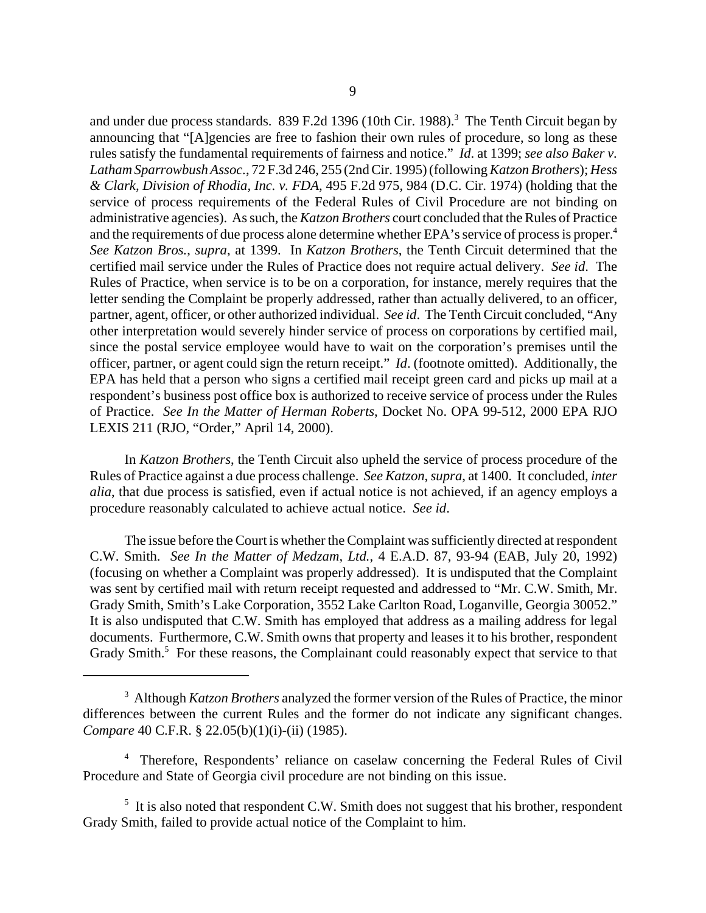and under due process standards. 839 F.2d 1396 (10th Cir. 1988).[3] The Tenth Circuit began by announcing that "[A]gencies are free to fashion their own rules of procedure, so long as these rules satisfy the fundamental requirements of fairness and notice." *Id*. at 1399; *see also Baker v. Latham Sparrowbush Assoc.*, 72 F.3d 246, 255 (2nd Cir. 1995) (following *Katzon Brothers*); *Hess & Clark, Division of Rhodia, Inc. v. FDA*, 495 F.2d 975, 984 (D.C. Cir. 1974) (holding that the service of process requirements of the Federal Rules of Civil Procedure are not binding on administrative agencies). As such, the *Katzon Brothers* court concluded that the Rules of Practice and the requirements of due process alone determine whether EPA's service of process is proper.[4] *See Katzon Bros.*, *supra*, at 1399. In *Katzon Brothers*, the Tenth Circuit determined that the certified mail service under the Rules of Practice does not require actual delivery. *See id*. The Rules of Practice, when service is to be on a corporation, for instance, merely requires that the letter sending the Complaint be properly addressed, rather than actually delivered, to an officer, partner, agent, officer, or other authorized individual. *See id*. The Tenth Circuit concluded, "Any other interpretation would severely hinder service of process on corporations by certified mail, since the postal service employee would have to wait on the corporation's premises until the officer, partner, or agent could sign the return receipt." *Id*. (footnote omitted). Additionally, the EPA has held that a person who signs a certified mail receipt green card and picks up mail at a respondent's business post office box is authorized to receive service of process under the Rules of Practice. *See In the Matter of Herman Roberts*, Docket No. OPA 99-512, 2000 EPA RJO LEXIS 211 (RJO, "Order," April 14, 2000).

In *Katzon Brothers*, the Tenth Circuit also upheld the service of process procedure of the Rules of Practice against a due process challenge. *See Katzon*, *supra*, at 1400. It concluded, *inter alia*, that due process is satisfied, even if actual notice is not achieved, if an agency employs a procedure reasonably calculated to achieve actual notice. *See id*.

The issue before the Court is whether the Complaint was sufficiently directed at respondent C.W. Smith. *See In the Matter of Medzam, Ltd.*, 4 E.A.D. 87, 93-94 (EAB, July 20, 1992) (focusing on whether a Complaint was properly addressed). It is undisputed that the Complaint was sent by certified mail with return receipt requested and addressed to "Mr. C.W. Smith, Mr. Grady Smith, Smith's Lake Corporation, 3552 Lake Carlton Road, Loganville, Georgia 30052." It is also undisputed that C.W. Smith has employed that address as a mailing address for legal documents. Furthermore, C.W. Smith owns that property and leases it to his brother, respondent Grady Smith.[5] For these reasons, the Complainant could reasonably expect that service to that

---

[3] Although *Katzon Brothers* analyzed the former version of the Rules of Practice, the minor differences between the current Rules and the former do not indicate any significant changes. *Compare* 40 C.F.R. § 22.05(b)(1)(i)-(ii) (1985).

[4] Therefore, Respondents' reliance on caselaw concerning the Federal Rules of Civil Procedure and State of Georgia civil procedure are not binding on this issue.

[5] It is also noted that respondent C.W. Smith does not suggest that his brother, respondent Grady Smith, failed to provide actual notice of the Complaint to him.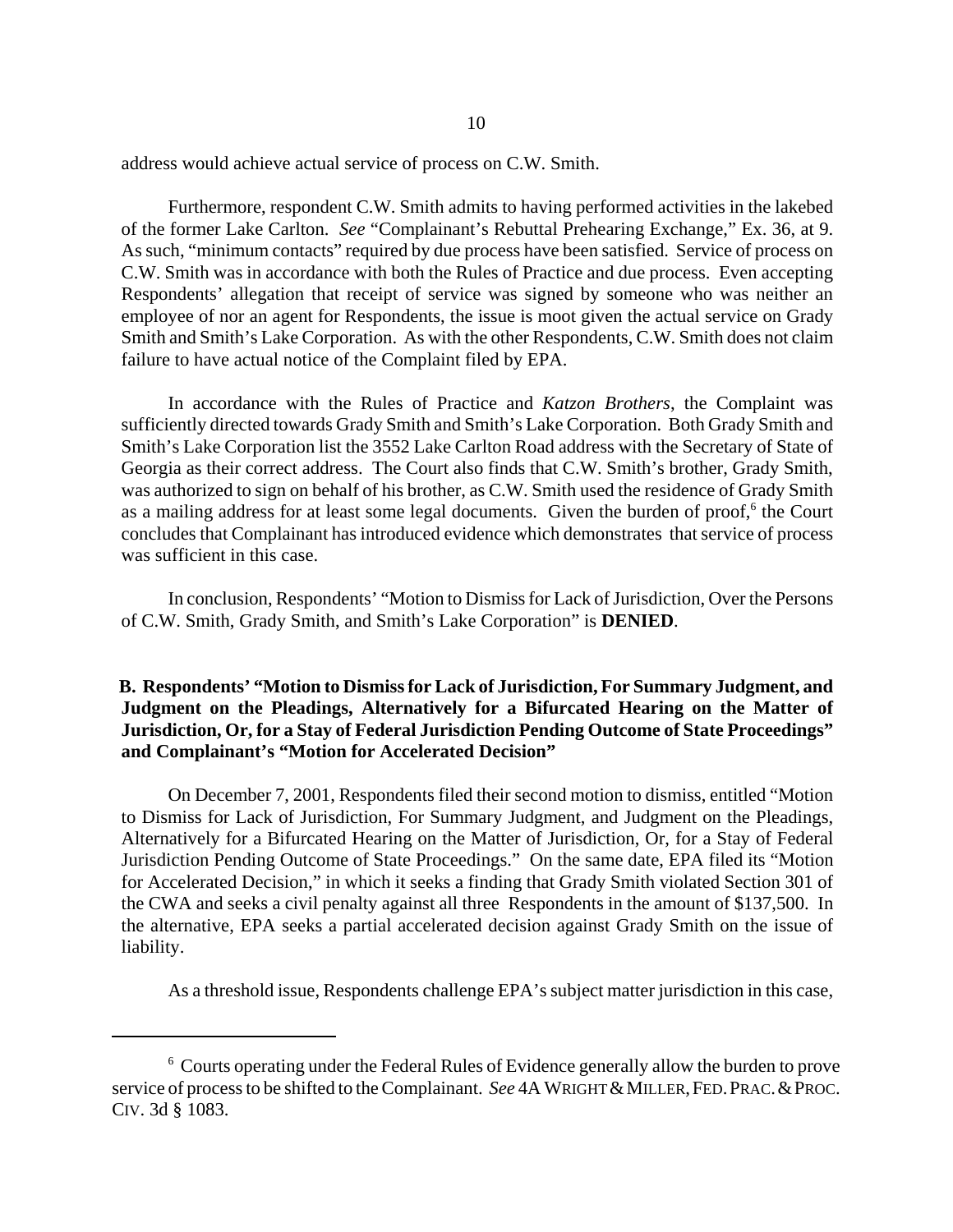address would achieve actual service of process on C.W. Smith.

Furthermore, respondent C.W. Smith admits to having performed activities in the lakebed of the former Lake Carlton. *See* "Complainant's Rebuttal Prehearing Exchange," Ex. 36, at 9. As such, "minimum contacts" required by due process have been satisfied. Service of process on C.W. Smith was in accordance with both the Rules of Practice and due process. Even accepting Respondents' allegation that receipt of service was signed by someone who was neither an employee of nor an agent for Respondents, the issue is moot given the actual service on Grady Smith and Smith's Lake Corporation. As with the other Respondents, C.W. Smith does not claim failure to have actual notice of the Complaint filed by EPA.

In accordance with the Rules of Practice and *Katzon Brothers*, the Complaint was sufficiently directed towards Grady Smith and Smith's Lake Corporation. Both Grady Smith and Smith's Lake Corporation list the 3552 Lake Carlton Road address with the Secretary of State of Georgia as their correct address. The Court also finds that C.W. Smith's brother, Grady Smith, was authorized to sign on behalf of his brother, as C.W. Smith used the residence of Grady Smith as a mailing address for at least some legal documents. Given the burden of proof,[6] the Court concludes that Complainant has introduced evidence which demonstrates that service of process was sufficient in this case.

In conclusion, Respondents' "Motion to Dismiss for Lack of Jurisdiction, Over the Persons of C.W. Smith, Grady Smith, and Smith's Lake Corporation" is **DENIED**.

### B. Respondents' "Motion to Dismiss for Lack of Jurisdiction, For Summary Judgment, and Judgment on the Pleadings, Alternatively for a Bifurcated Hearing on the Matter of Jurisdiction, Or, for a Stay of Federal Jurisdiction Pending Outcome of State Proceedings" and Complainant's "Motion for Accelerated Decision"

On December 7, 2001, Respondents filed their second motion to dismiss, entitled "Motion to Dismiss for Lack of Jurisdiction, For Summary Judgment, and Judgment on the Pleadings, Alternatively for a Bifurcated Hearing on the Matter of Jurisdiction, Or, for a Stay of Federal Jurisdiction Pending Outcome of State Proceedings." On the same date, EPA filed its "Motion for Accelerated Decision," in which it seeks a finding that Grady Smith violated Section 301 of the CWA and seeks a civil penalty against all three Respondents in the amount of $137,500. In the alternative, EPA seeks a partial accelerated decision against Grady Smith on the issue of liability.

As a threshold issue, Respondents challenge EPA's subject matter jurisdiction in this case,

---

[6] Courts operating under the Federal Rules of Evidence generally allow the burden to prove service of process to be shifted to the Complainant. *See* 4A WRIGHT & MILLER, FED. PRAC. & PROC. CIV. 3d § 1083.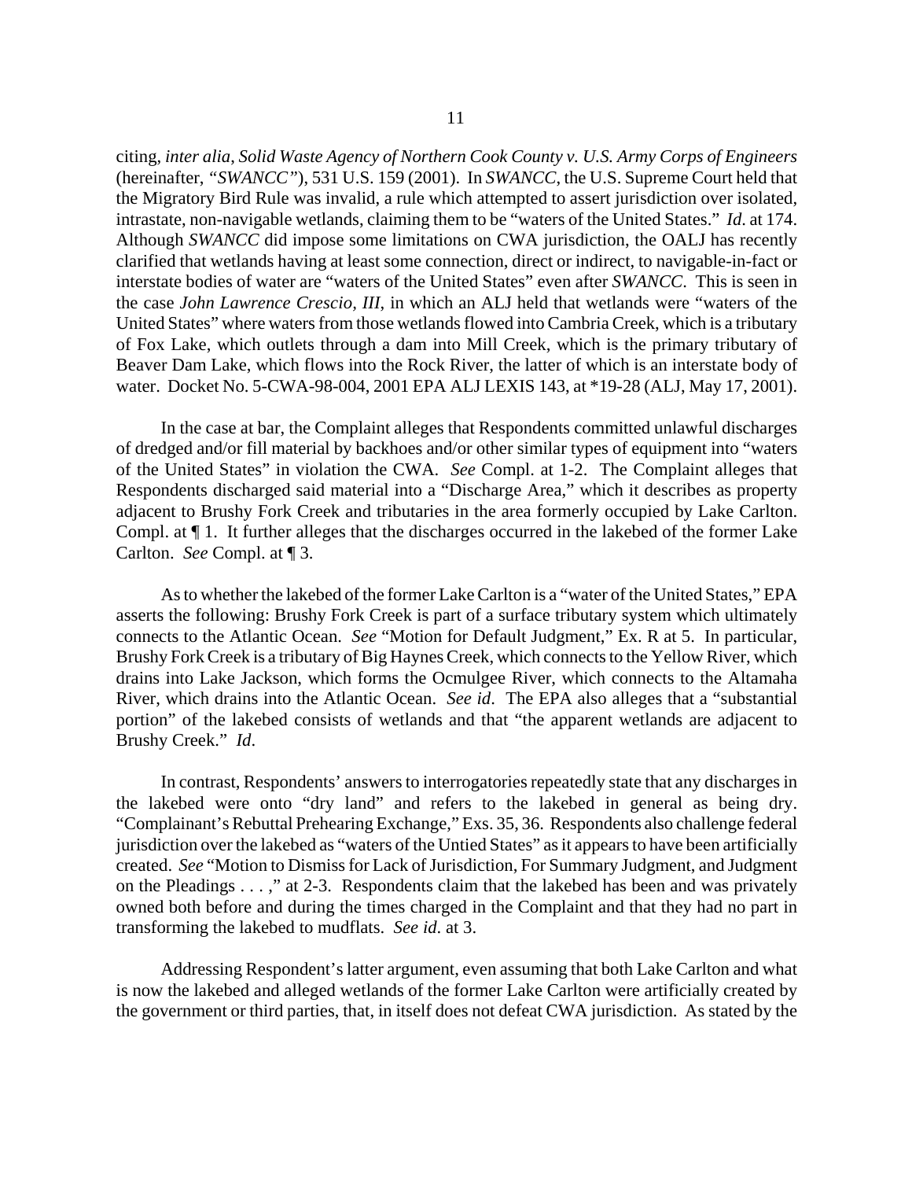citing, *inter alia*, *Solid Waste Agency of Northern Cook County v. U.S. Army Corps of Engineers* (hereinafter, *"SWANCC"*), 531 U.S. 159 (2001). In *SWANCC*, the U.S. Supreme Court held that the Migratory Bird Rule was invalid, a rule which attempted to assert jurisdiction over isolated, intrastate, non-navigable wetlands, claiming them to be "waters of the United States." *Id*. at 174. Although *SWANCC* did impose some limitations on CWA jurisdiction, the OALJ has recently clarified that wetlands having at least some connection, direct or indirect, to navigable-in-fact or interstate bodies of water are "waters of the United States" even after *SWANCC*. This is seen in the case *John Lawrence Crescio, III*, in which an ALJ held that wetlands were "waters of the United States" where waters from those wetlands flowed into Cambria Creek, which is a tributary of Fox Lake, which outlets through a dam into Mill Creek, which is the primary tributary of Beaver Dam Lake, which flows into the Rock River, the latter of which is an interstate body of water. Docket No. 5-CWA-98-004, 2001 EPA ALJ LEXIS 143, at *19-28 (ALJ, May 17, 2001).

In the case at bar, the Complaint alleges that Respondents committed unlawful discharges of dredged and/or fill material by backhoes and/or other similar types of equipment into "waters of the United States" in violation the CWA. *See* Compl. at 1-2. The Complaint alleges that Respondents discharged said material into a "Discharge Area," which it describes as property adjacent to Brushy Fork Creek and tributaries in the area formerly occupied by Lake Carlton. Compl. at ¶ 1. It further alleges that the discharges occurred in the lakebed of the former Lake Carlton. *See* Compl. at ¶ 3.

As to whether the lakebed of the former Lake Carlton is a "water of the United States," EPA asserts the following: Brushy Fork Creek is part of a surface tributary system which ultimately connects to the Atlantic Ocean. *See* "Motion for Default Judgment," Ex. R at 5. In particular, Brushy Fork Creek is a tributary of Big Haynes Creek, which connects to the Yellow River, which drains into Lake Jackson, which forms the Ocmulgee River, which connects to the Altamaha River, which drains into the Atlantic Ocean. *See id*. The EPA also alleges that a "substantial portion" of the lakebed consists of wetlands and that "the apparent wetlands are adjacent to Brushy Creek." *Id*.

In contrast, Respondents' answers to interrogatories repeatedly state that any discharges in the lakebed were onto "dry land" and refers to the lakebed in general as being dry. "Complainant's Rebuttal Prehearing Exchange," Exs. 35, 36. Respondents also challenge federal jurisdiction over the lakebed as "waters of the Untied States" as it appears to have been artificially created. *See* "Motion to Dismiss for Lack of Jurisdiction, For Summary Judgment, and Judgment on the Pleadings . . . ," at 2-3. Respondents claim that the lakebed has been and was privately owned both before and during the times charged in the Complaint and that they had no part in transforming the lakebed to mudflats. *See id*. at 3.

Addressing Respondent's latter argument, even assuming that both Lake Carlton and what is now the lakebed and alleged wetlands of the former Lake Carlton were artificially created by the government or third parties, that, in itself does not defeat CWA jurisdiction. As stated by the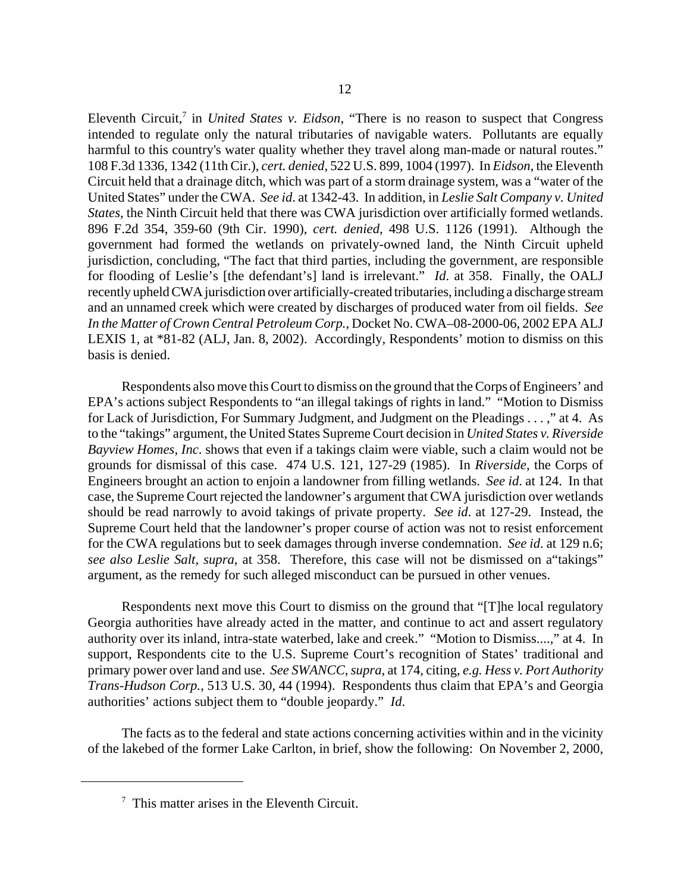Eleventh Circuit,[7] in *United States v. Eidson*, "There is no reason to suspect that Congress intended to regulate only the natural tributaries of navigable waters. Pollutants are equally harmful to this country's water quality whether they travel along man-made or natural routes." 108 F.3d 1336, 1342 (11th Cir.), *cert. denied*, 522 U.S. 899, 1004 (1997). In *Eidson*, the Eleventh Circuit held that a drainage ditch, which was part of a storm drainage system, was a "water of the United States" under the CWA. *See id*. at 1342-43. In addition, in *Leslie Salt Company v. United States*, the Ninth Circuit held that there was CWA jurisdiction over artificially formed wetlands. 896 F.2d 354, 359-60 (9th Cir. 1990), *cert. denied*, 498 U.S. 1126 (1991). Although the government had formed the wetlands on privately-owned land, the Ninth Circuit upheld jurisdiction, concluding, "The fact that third parties, including the government, are responsible for flooding of Leslie's [the defendant's] land is irrelevant." *Id*. at 358. Finally, the OALJ recently upheld CWA jurisdiction over artificially-created tributaries, including a discharge stream and an unnamed creek which were created by discharges of produced water from oil fields. *See In the Matter of Crown Central Petroleum Corp.*, Docket No. CWA–08-2000-06, 2002 EPA ALJ LEXIS 1, at *81-82 (ALJ, Jan. 8, 2002). Accordingly, Respondents' motion to dismiss on this basis is denied.

Respondents also move this Court to dismiss on the ground that the Corps of Engineers' and EPA's actions subject Respondents to "an illegal takings of rights in land." "Motion to Dismiss for Lack of Jurisdiction, For Summary Judgment, and Judgment on the Pleadings . . . ," at 4. As to the "takings" argument, the United States Supreme Court decision in *United States v. Riverside Bayview Homes, Inc*. shows that even if a takings claim were viable, such a claim would not be grounds for dismissal of this case. 474 U.S. 121, 127-29 (1985). In *Riverside*, the Corps of Engineers brought an action to enjoin a landowner from filling wetlands. *See id*. at 124. In that case, the Supreme Court rejected the landowner's argument that CWA jurisdiction over wetlands should be read narrowly to avoid takings of private property. *See id*. at 127-29. Instead, the Supreme Court held that the landowner's proper course of action was not to resist enforcement for the CWA regulations but to seek damages through inverse condemnation. *See id*. at 129 n.6; *see also Leslie Salt*, *supra*, at 358. Therefore, this case will not be dismissed on a"takings" argument, as the remedy for such alleged misconduct can be pursued in other venues.

Respondents next move this Court to dismiss on the ground that "[T]he local regulatory Georgia authorities have already acted in the matter, and continue to act and assert regulatory authority over its inland, intra-state waterbed, lake and creek." "Motion to Dismiss....," at 4. In support, Respondents cite to the U.S. Supreme Court's recognition of States' traditional and primary power over land and use. *See SWANCC*, *supra*, at 174, citing, *e.g. Hess v. Port Authority Trans-Hudson Corp.*, 513 U.S. 30, 44 (1994). Respondents thus claim that EPA's and Georgia authorities' actions subject them to "double jeopardy." *Id*.

The facts as to the federal and state actions concerning activities within and in the vicinity of the lakebed of the former Lake Carlton, in brief, show the following: On November 2, 2000,

[7] This matter arises in the Eleventh Circuit.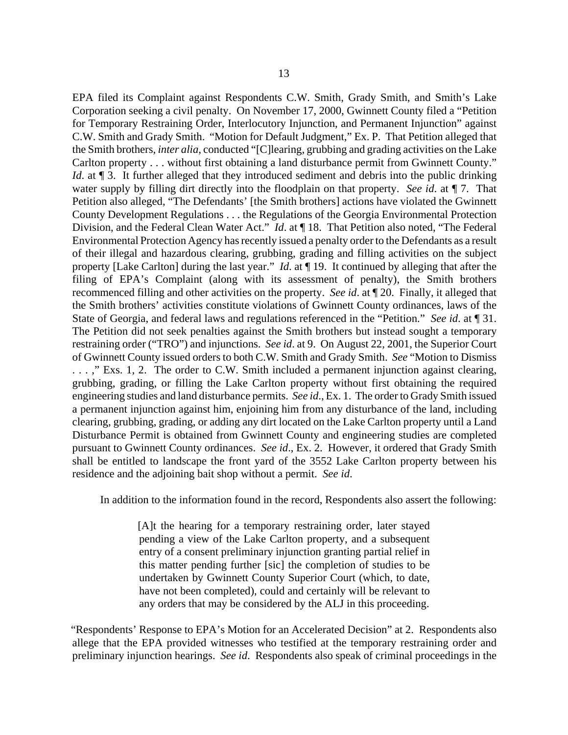EPA filed its Complaint against Respondents C.W. Smith, Grady Smith, and Smith's Lake Corporation seeking a civil penalty. On November 17, 2000, Gwinnett County filed a "Petition for Temporary Restraining Order, Interlocutory Injunction, and Permanent Injunction" against C.W. Smith and Grady Smith. "Motion for Default Judgment," Ex. P. That Petition alleged that the Smith brothers, *inter alia*, conducted "[C]learing, grubbing and grading activities on the Lake Carlton property . . . without first obtaining a land disturbance permit from Gwinnett County." *Id*. at ¶ 3. It further alleged that they introduced sediment and debris into the public drinking water supply by filling dirt directly into the floodplain on that property. *See id*. at ¶ 7. That Petition also alleged, "The Defendants' [the Smith brothers] actions have violated the Gwinnett County Development Regulations . . . the Regulations of the Georgia Environmental Protection Division, and the Federal Clean Water Act." *Id*. at ¶ 18. That Petition also noted, "The Federal Environmental Protection Agency has recently issued a penalty order to the Defendants as a result of their illegal and hazardous clearing, grubbing, grading and filling activities on the subject property [Lake Carlton] during the last year." *Id*. at ¶ 19. It continued by alleging that after the filing of EPA's Complaint (along with its assessment of penalty), the Smith brothers recommenced filling and other activities on the property. *See id*. at ¶ 20. Finally, it alleged that the Smith brothers' activities constitute violations of Gwinnett County ordinances, laws of the State of Georgia, and federal laws and regulations referenced in the "Petition." *See id*. at ¶ 31. The Petition did not seek penalties against the Smith brothers but instead sought a temporary restraining order ("TRO") and injunctions. *See id*. at 9. On August 22, 2001, the Superior Court of Gwinnett County issued orders to both C.W. Smith and Grady Smith. *See* "Motion to Dismiss . . . ," Exs. 1, 2. The order to C.W. Smith included a permanent injunction against clearing, grubbing, grading, or filling the Lake Carlton property without first obtaining the required engineering studies and land disturbance permits. *See id*., Ex. 1. The order to Grady Smith issued a permanent injunction against him, enjoining him from any disturbance of the land, including clearing, grubbing, grading, or adding any dirt located on the Lake Carlton property until a Land Disturbance Permit is obtained from Gwinnett County and engineering studies are completed pursuant to Gwinnett County ordinances. *See id*., Ex. 2. However, it ordered that Grady Smith shall be entitled to landscape the front yard of the 3552 Lake Carlton property between his residence and the adjoining bait shop without a permit. *See id.*

In addition to the information found in the record, Respondents also assert the following:

> [A]t the hearing for a temporary restraining order, later stayed pending a view of the Lake Carlton property, and a subsequent entry of a consent preliminary injunction granting partial relief in this matter pending further [sic] the completion of studies to be undertaken by Gwinnett County Superior Court (which, to date, have not been completed), could and certainly will be relevant to any orders that may be considered by the ALJ in this proceeding.

"Respondents' Response to EPA's Motion for an Accelerated Decision" at 2. Respondents also allege that the EPA provided witnesses who testified at the temporary restraining order and preliminary injunction hearings. *See id*. Respondents also speak of criminal proceedings in the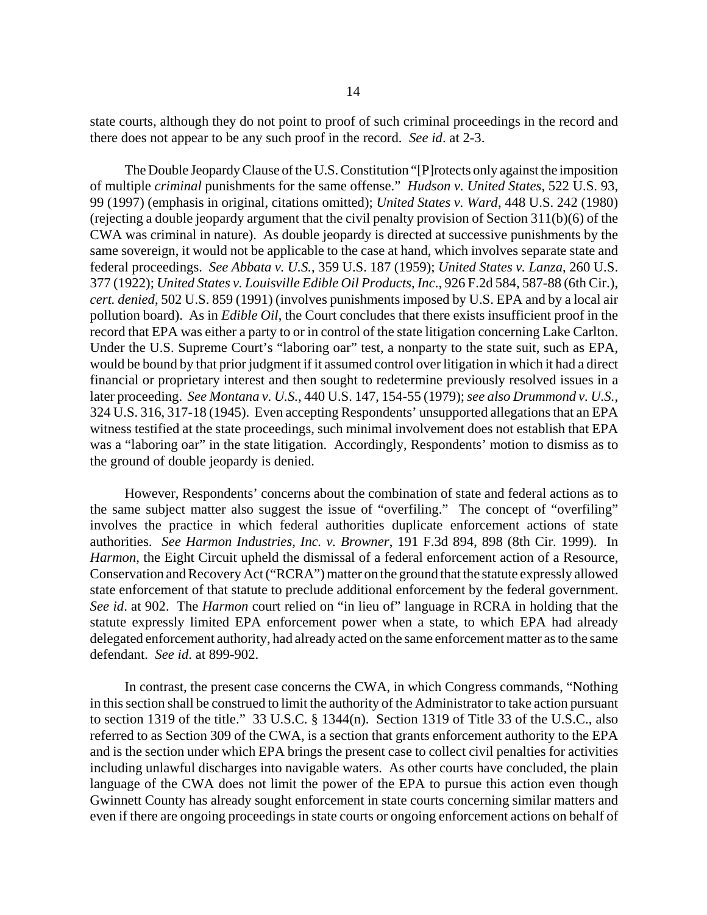state courts, although they do not point to proof of such criminal proceedings in the record and there does not appear to be any such proof in the record. *See id*. at 2-3.

The Double Jeopardy Clause of the U.S. Constitution "[P]rotects only against the imposition of multiple *criminal* punishments for the same offense." *Hudson v. United States*, 522 U.S. 93, 99 (1997) (emphasis in original, citations omitted); *United States v. Ward*, 448 U.S. 242 (1980) (rejecting a double jeopardy argument that the civil penalty provision of Section 311(b)(6) of the CWA was criminal in nature). As double jeopardy is directed at successive punishments by the same sovereign, it would not be applicable to the case at hand, which involves separate state and federal proceedings. *See Abbata v. U.S.*, 359 U.S. 187 (1959); *United States v. Lanza*, 260 U.S. 377 (1922); *United States v. Louisville Edible Oil Products, Inc*., 926 F.2d 584, 587-88 (6th Cir.), *cert. denied*, 502 U.S. 859 (1991) (involves punishments imposed by U.S. EPA and by a local air pollution board). As in *Edible Oil*, the Court concludes that there exists insufficient proof in the record that EPA was either a party to or in control of the state litigation concerning Lake Carlton. Under the U.S. Supreme Court's "laboring oar" test, a nonparty to the state suit, such as EPA, would be bound by that prior judgment if it assumed control over litigation in which it had a direct financial or proprietary interest and then sought to redetermine previously resolved issues in a later proceeding. *See Montana v. U.S.*, 440 U.S. 147, 154-55 (1979); *see also Drummond v. U.S.*, 324 U.S. 316, 317-18 (1945). Even accepting Respondents' unsupported allegations that an EPA witness testified at the state proceedings, such minimal involvement does not establish that EPA was a "laboring oar" in the state litigation. Accordingly, Respondents' motion to dismiss as to the ground of double jeopardy is denied.

However, Respondents' concerns about the combination of state and federal actions as to the same subject matter also suggest the issue of "overfiling." The concept of "overfiling" involves the practice in which federal authorities duplicate enforcement actions of state authorities. *See Harmon Industries, Inc. v. Browner*, 191 F.3d 894, 898 (8th Cir. 1999). In *Harmon*, the Eight Circuit upheld the dismissal of a federal enforcement action of a Resource, Conservation and Recovery Act ("RCRA") matter on the ground that the statute expressly allowed state enforcement of that statute to preclude additional enforcement by the federal government. *See id*. at 902. The *Harmon* court relied on "in lieu of" language in RCRA in holding that the statute expressly limited EPA enforcement power when a state, to which EPA had already delegated enforcement authority, had already acted on the same enforcement matter as to the same defendant. *See id*. at 899-902.

In contrast, the present case concerns the CWA, in which Congress commands, "Nothing in this section shall be construed to limit the authority of the Administrator to take action pursuant to section 1319 of the title." 33 U.S.C. § 1344(n). Section 1319 of Title 33 of the U.S.C., also referred to as Section 309 of the CWA, is a section that grants enforcement authority to the EPA and is the section under which EPA brings the present case to collect civil penalties for activities including unlawful discharges into navigable waters. As other courts have concluded, the plain language of the CWA does not limit the power of the EPA to pursue this action even though Gwinnett County has already sought enforcement in state courts concerning similar matters and even if there are ongoing proceedings in state courts or ongoing enforcement actions on behalf of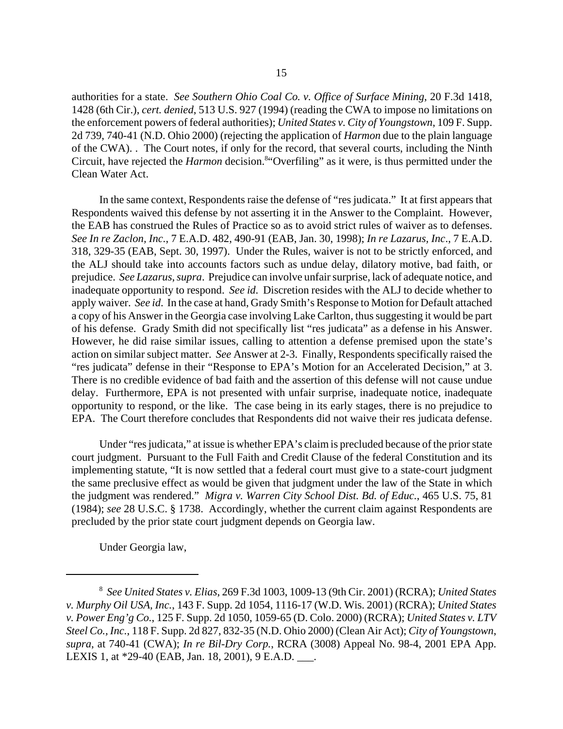authorities for a state. *See Southern Ohio Coal Co. v. Office of Surface Mining*, 20 F.3d 1418, 1428 (6th Cir.), *cert. denied*, 513 U.S. 927 (1994) (reading the CWA to impose no limitations on the enforcement powers of federal authorities); *United States v. City of Youngstown*, 109 F. Supp. 2d 739, 740-41 (N.D. Ohio 2000) (rejecting the application of *Harmon* due to the plain language of the CWA). . The Court notes, if only for the record, that several courts, including the Ninth Circuit, have rejected the *Harmon* decision.[8] "Overfiling" as it were, is thus permitted under the Clean Water Act.

In the same context, Respondents raise the defense of "res judicata." It at first appears that Respondents waived this defense by not asserting it in the Answer to the Complaint. However, the EAB has construed the Rules of Practice so as to avoid strict rules of waiver as to defenses. *See In re Zaclon, Inc.*, 7 E.A.D. 482, 490-91 (EAB, Jan. 30, 1998); *In re Lazarus, Inc*., 7 E.A.D. 318, 329-35 (EAB, Sept. 30, 1997). Under the Rules, waiver is not to be strictly enforced, and the ALJ should take into accounts factors such as undue delay, dilatory motive, bad faith, or prejudice. *See Lazarus*, *supra*. Prejudice can involve unfair surprise, lack of adequate notice, and inadequate opportunity to respond. *See id*. Discretion resides with the ALJ to decide whether to apply waiver. *See id*. In the case at hand, Grady Smith's Response to Motion for Default attached a copy of his Answer in the Georgia case involving Lake Carlton, thus suggesting it would be part of his defense. Grady Smith did not specifically list "res judicata" as a defense in his Answer. However, he did raise similar issues, calling to attention a defense premised upon the state's action on similar subject matter. *See* Answer at 2-3. Finally, Respondents specifically raised the "res judicata" defense in their "Response to EPA's Motion for an Accelerated Decision," at 3. There is no credible evidence of bad faith and the assertion of this defense will not cause undue delay. Furthermore, EPA is not presented with unfair surprise, inadequate notice, inadequate opportunity to respond, or the like. The case being in its early stages, there is no prejudice to EPA. The Court therefore concludes that Respondents did not waive their res judicata defense.

Under "res judicata," at issue is whether EPA's claim is precluded because of the prior state court judgment. Pursuant to the Full Faith and Credit Clause of the federal Constitution and its implementing statute, "It is now settled that a federal court must give to a state-court judgment the same preclusive effect as would be given that judgment under the law of the State in which the judgment was rendered." *Migra v. Warren City School Dist. Bd. of Educ.*, 465 U.S. 75, 81 (1984); *see* 28 U.S.C. § 1738. Accordingly, whether the current claim against Respondents are precluded by the prior state court judgment depends on Georgia law.

Under Georgia law,

---

[8] *See United States v. Elias*, 269 F.3d 1003, 1009-13 (9th Cir. 2001) (RCRA); *United States v. Murphy Oil USA, Inc.*, 143 F. Supp. 2d 1054, 1116-17 (W.D. Wis. 2001) (RCRA); *United States v. Power Eng'g Co.*, 125 F. Supp. 2d 1050, 1059-65 (D. Colo. 2000) (RCRA); *United States v. LTV Steel Co., Inc.*, 118 F. Supp. 2d 827, 832-35 (N.D. Ohio 2000) (Clean Air Act); *City of Youngstown*, *supra*, at 740-41 (CWA); *In re Bil-Dry Corp.*, RCRA (3008) Appeal No. 98-4, 2001 EPA App. LEXIS 1, at *29-40 (EAB, Jan. 18, 2001), 9 E.A.D. ___.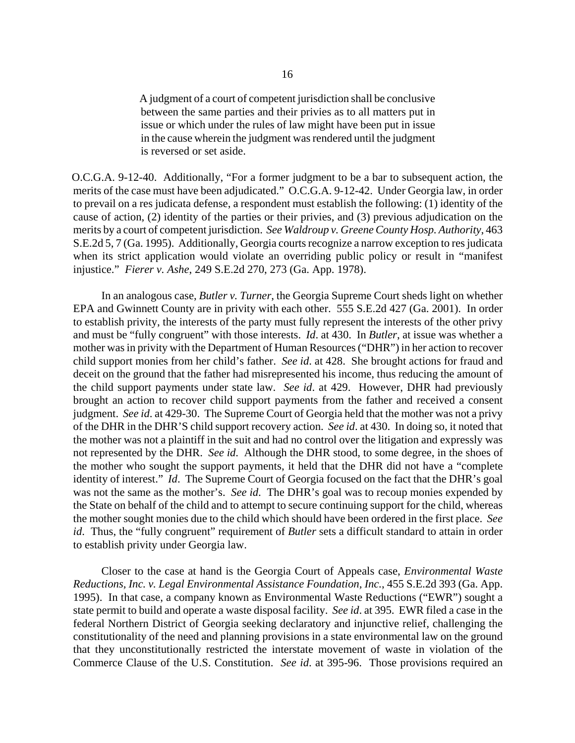> A judgment of a court of competent jurisdiction shall be conclusive between the same parties and their privies as to all matters put in issue or which under the rules of law might have been put in issue in the cause wherein the judgment was rendered until the judgment is reversed or set aside.

O.C.G.A. 9-12-40. Additionally, "For a former judgment to be a bar to subsequent action, the merits of the case must have been adjudicated." O.C.G.A. 9-12-42. Under Georgia law, in order to prevail on a res judicata defense, a respondent must establish the following: (1) identity of the cause of action, (2) identity of the parties or their privies, and (3) previous adjudication on the merits by a court of competent jurisdiction. *See Waldroup v. Greene County Hosp. Authority*, 463 S.E.2d 5, 7 (Ga. 1995). Additionally, Georgia courts recognize a narrow exception to res judicata when its strict application would violate an overriding public policy or result in "manifest injustice." *Fierer v. Ashe*, 249 S.E.2d 270, 273 (Ga. App. 1978).

In an analogous case, *Butler v. Turner*, the Georgia Supreme Court sheds light on whether EPA and Gwinnett County are in privity with each other. 555 S.E.2d 427 (Ga. 2001). In order to establish privity, the interests of the party must fully represent the interests of the other privy and must be "fully congruent" with those interests. *Id*. at 430. In *Butler*, at issue was whether a mother was in privity with the Department of Human Resources ("DHR") in her action to recover child support monies from her child's father. *See id*. at 428. She brought actions for fraud and deceit on the ground that the father had misrepresented his income, thus reducing the amount of the child support payments under state law. *See id*. at 429. However, DHR had previously brought an action to recover child support payments from the father and received a consent judgment. *See id*. at 429-30. The Supreme Court of Georgia held that the mother was not a privy of the DHR in the DHR'S child support recovery action. *See id*. at 430. In doing so, it noted that the mother was not a plaintiff in the suit and had no control over the litigation and expressly was not represented by the DHR. *See id*. Although the DHR stood, to some degree, in the shoes of the mother who sought the support payments, it held that the DHR did not have a "complete identity of interest." *Id*. The Supreme Court of Georgia focused on the fact that the DHR's goal was not the same as the mother's. *See id*. The DHR's goal was to recoup monies expended by the State on behalf of the child and to attempt to secure continuing support for the child, whereas the mother sought monies due to the child which should have been ordered in the first place. *See id*. Thus, the "fully congruent" requirement of *Butler* sets a difficult standard to attain in order to establish privity under Georgia law.

Closer to the case at hand is the Georgia Court of Appeals case, *Environmental Waste Reductions, Inc. v. Legal Environmental Assistance Foundation, Inc.*, 455 S.E.2d 393 (Ga. App. 1995). In that case, a company known as Environmental Waste Reductions ("EWR") sought a state permit to build and operate a waste disposal facility. *See id*. at 395. EWR filed a case in the federal Northern District of Georgia seeking declaratory and injunctive relief, challenging the constitutionality of the need and planning provisions in a state environmental law on the ground that they unconstitutionally restricted the interstate movement of waste in violation of the Commerce Clause of the U.S. Constitution. *See id*. at 395-96. Those provisions required an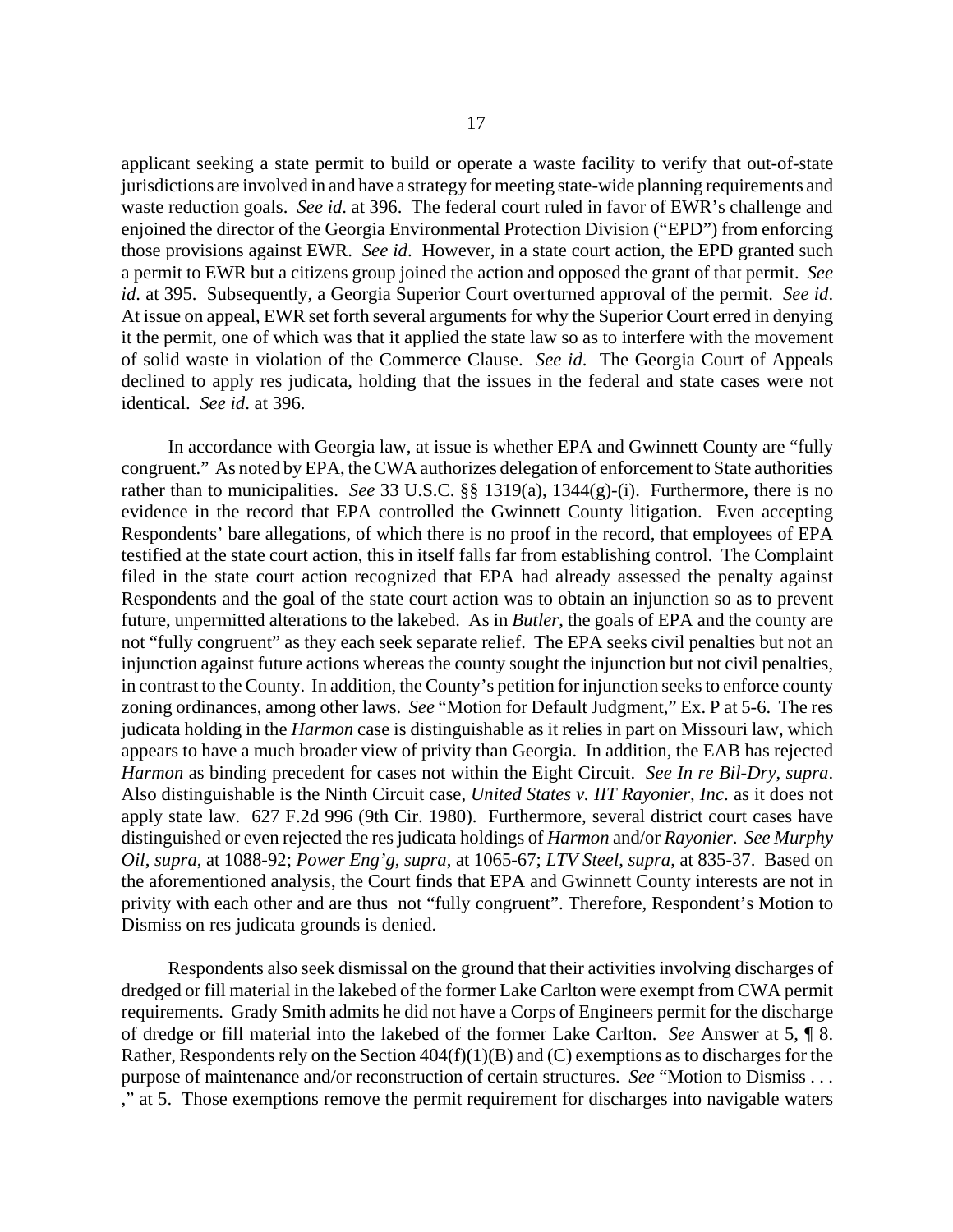applicant seeking a state permit to build or operate a waste facility to verify that out-of-state jurisdictions are involved in and have a strategy for meeting state-wide planning requirements and waste reduction goals. *See id*. at 396. The federal court ruled in favor of EWR's challenge and enjoined the director of the Georgia Environmental Protection Division ("EPD") from enforcing those provisions against EWR. *See id*. However, in a state court action, the EPD granted such a permit to EWR but a citizens group joined the action and opposed the grant of that permit. *See id*. at 395. Subsequently, a Georgia Superior Court overturned approval of the permit. *See id*. At issue on appeal, EWR set forth several arguments for why the Superior Court erred in denying it the permit, one of which was that it applied the state law so as to interfere with the movement of solid waste in violation of the Commerce Clause. *See id*. The Georgia Court of Appeals declined to apply res judicata, holding that the issues in the federal and state cases were not identical. *See id*. at 396.

In accordance with Georgia law, at issue is whether EPA and Gwinnett County are "fully congruent." As noted by EPA, the CWA authorizes delegation of enforcement to State authorities rather than to municipalities. *See* 33 U.S.C. §§ 1319(a), 1344(g)-(i). Furthermore, there is no evidence in the record that EPA controlled the Gwinnett County litigation. Even accepting Respondents' bare allegations, of which there is no proof in the record, that employees of EPA testified at the state court action, this in itself falls far from establishing control. The Complaint filed in the state court action recognized that EPA had already assessed the penalty against Respondents and the goal of the state court action was to obtain an injunction so as to prevent future, unpermitted alterations to the lakebed. As in *Butler*, the goals of EPA and the county are not "fully congruent" as they each seek separate relief. The EPA seeks civil penalties but not an injunction against future actions whereas the county sought the injunction but not civil penalties, in contrast to the County. In addition, the County's petition for injunction seeks to enforce county zoning ordinances, among other laws. *See* "Motion for Default Judgment," Ex. P at 5-6. The res judicata holding in the *Harmon* case is distinguishable as it relies in part on Missouri law, which appears to have a much broader view of privity than Georgia. In addition, the EAB has rejected *Harmon* as binding precedent for cases not within the Eight Circuit. *See In re Bil-Dry*, *supra*. Also distinguishable is the Ninth Circuit case, *United States v. IIT Rayonier, Inc*. as it does not apply state law. 627 F.2d 996 (9th Cir. 1980). Furthermore, several district court cases have distinguished or even rejected the res judicata holdings of *Harmon* and/or *Rayonier*. *See Murphy Oil*, *supra*, at 1088-92; *Power Eng'g*, *supra*, at 1065-67; *LTV Steel*, *supra*, at 835-37. Based on the aforementioned analysis, the Court finds that EPA and Gwinnett County interests are not in privity with each other and are thus not "fully congruent". Therefore, Respondent's Motion to Dismiss on res judicata grounds is denied.

Respondents also seek dismissal on the ground that their activities involving discharges of dredged or fill material in the lakebed of the former Lake Carlton were exempt from CWA permit requirements. Grady Smith admits he did not have a Corps of Engineers permit for the discharge of dredge or fill material into the lakebed of the former Lake Carlton. *See* Answer at 5, ¶ 8. Rather, Respondents rely on the Section 404(f)(1)(B) and (C) exemptions as to discharges for the purpose of maintenance and/or reconstruction of certain structures. *See* "Motion to Dismiss . . . ," at 5. Those exemptions remove the permit requirement for discharges into navigable waters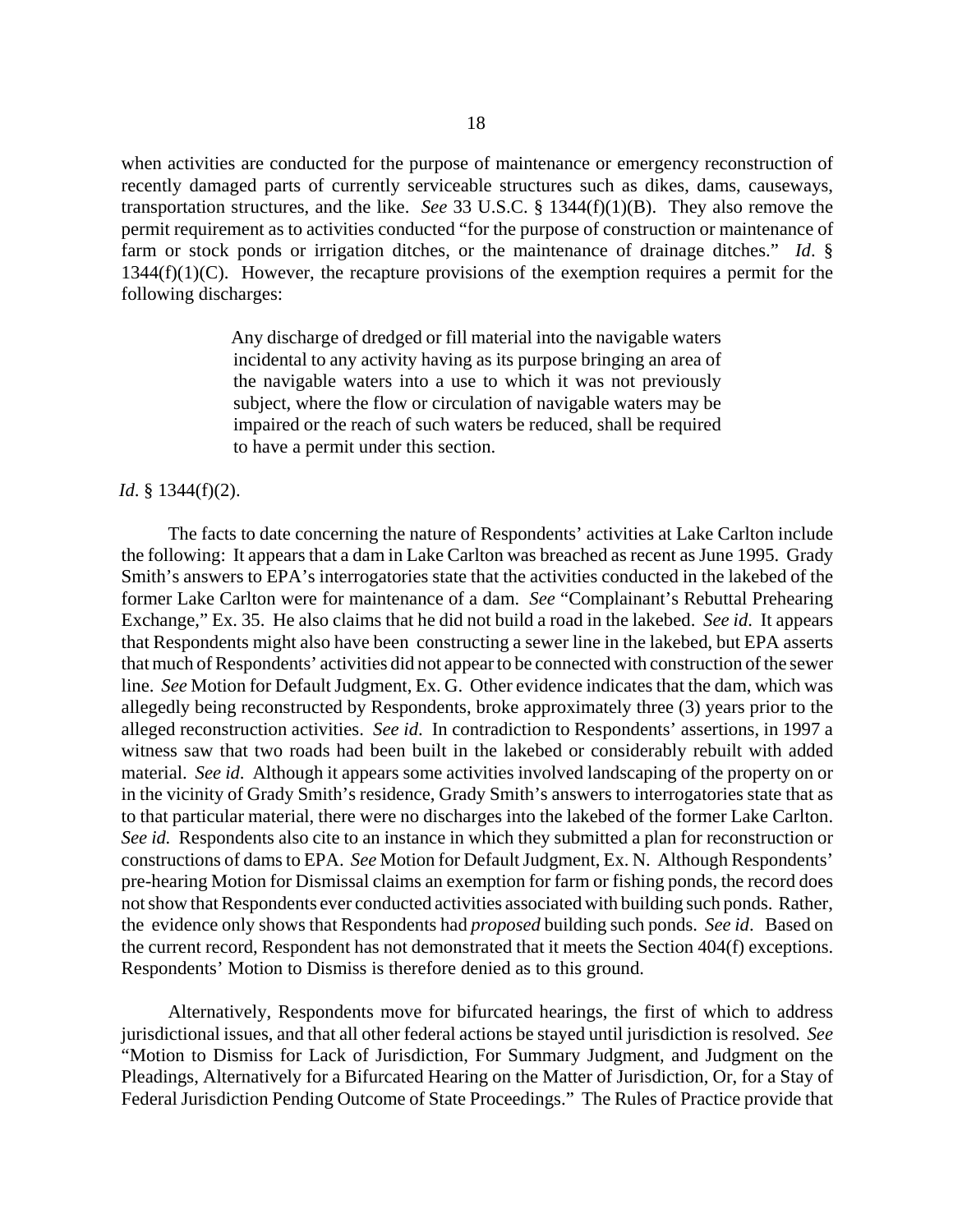when activities are conducted for the purpose of maintenance or emergency reconstruction of recently damaged parts of currently serviceable structures such as dikes, dams, causeways, transportation structures, and the like. *See* 33 U.S.C. § 1344(f)(1)(B). They also remove the permit requirement as to activities conducted "for the purpose of construction or maintenance of farm or stock ponds or irrigation ditches, or the maintenance of drainage ditches." *Id*. § 1344(f)(1)(C). However, the recapture provisions of the exemption requires a permit for the following discharges:

> Any discharge of dredged or fill material into the navigable waters incidental to any activity having as its purpose bringing an area of the navigable waters into a use to which it was not previously subject, where the flow or circulation of navigable waters may be impaired or the reach of such waters be reduced, shall be required to have a permit under this section.

*Id*. § 1344(f)(2).

The facts to date concerning the nature of Respondents' activities at Lake Carlton include the following: It appears that a dam in Lake Carlton was breached as recent as June 1995. Grady Smith's answers to EPA's interrogatories state that the activities conducted in the lakebed of the former Lake Carlton were for maintenance of a dam. *See* "Complainant's Rebuttal Prehearing Exchange," Ex. 35. He also claims that he did not build a road in the lakebed. *See id*. It appears that Respondents might also have been constructing a sewer line in the lakebed, but EPA asserts that much of Respondents' activities did not appear to be connected with construction of the sewer line. *See* Motion for Default Judgment, Ex. G. Other evidence indicates that the dam, which was allegedly being reconstructed by Respondents, broke approximately three (3) years prior to the alleged reconstruction activities. *See id*. In contradiction to Respondents' assertions, in 1997 a witness saw that two roads had been built in the lakebed or considerably rebuilt with added material. *See id*. Although it appears some activities involved landscaping of the property on or in the vicinity of Grady Smith's residence, Grady Smith's answers to interrogatories state that as to that particular material, there were no discharges into the lakebed of the former Lake Carlton. *See id.* Respondents also cite to an instance in which they submitted a plan for reconstruction or constructions of dams to EPA. *See* Motion for Default Judgment, Ex. N. Although Respondents' pre-hearing Motion for Dismissal claims an exemption for farm or fishing ponds, the record does not show that Respondents ever conducted activities associated with building such ponds. Rather, the evidence only shows that Respondents had *proposed* building such ponds. *See id*. Based on the current record, Respondent has not demonstrated that it meets the Section 404(f) exceptions. Respondents' Motion to Dismiss is therefore denied as to this ground.

Alternatively, Respondents move for bifurcated hearings, the first of which to address jurisdictional issues, and that all other federal actions be stayed until jurisdiction is resolved. *See* "Motion to Dismiss for Lack of Jurisdiction, For Summary Judgment, and Judgment on the Pleadings, Alternatively for a Bifurcated Hearing on the Matter of Jurisdiction, Or, for a Stay of Federal Jurisdiction Pending Outcome of State Proceedings." The Rules of Practice provide that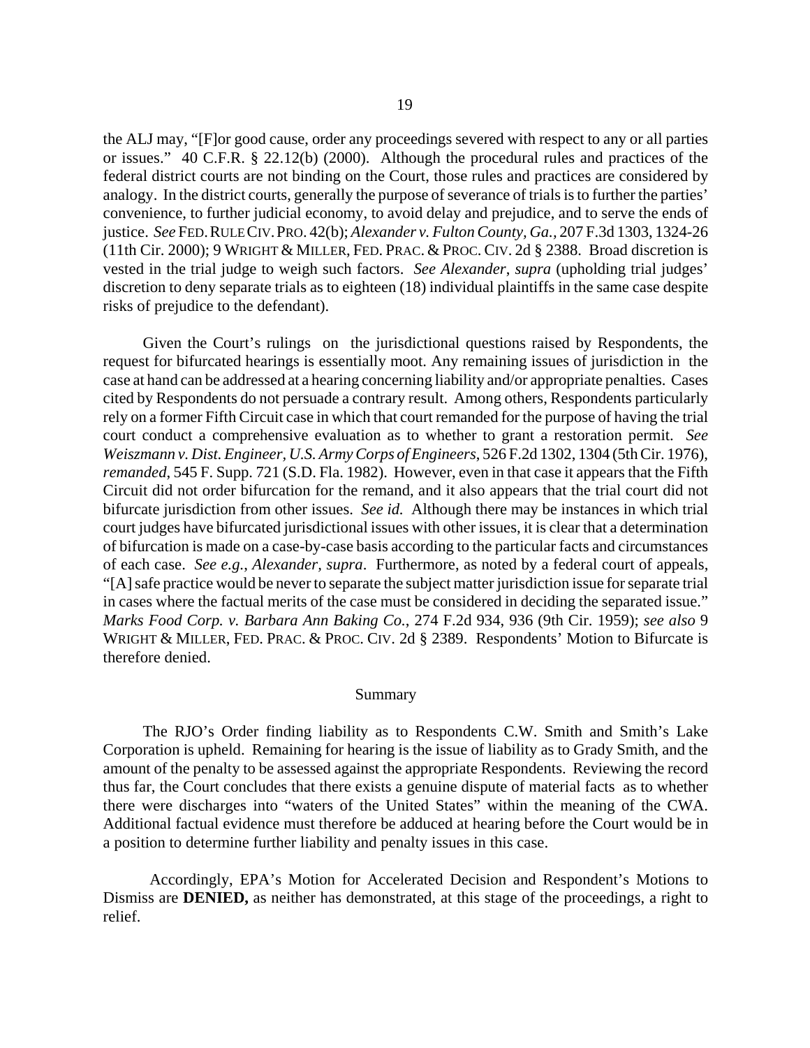the ALJ may, "[F]or good cause, order any proceedings severed with respect to any or all parties or issues." 40 C.F.R. § 22.12(b) (2000). Although the procedural rules and practices of the federal district courts are not binding on the Court, those rules and practices are considered by analogy. In the district courts, generally the purpose of severance of trials is to further the parties' convenience, to further judicial economy, to avoid delay and prejudice, and to serve the ends of justice. *See* FED. RULE CIV. PRO. 42(b); *Alexander v. Fulton County, Ga.*, 207 F.3d 1303, 1324-26 (11th Cir. 2000); 9 WRIGHT & MILLER, FED. PRAC. & PROC. CIV. 2d § 2388. Broad discretion is vested in the trial judge to weigh such factors. *See Alexander*, *supra* (upholding trial judges' discretion to deny separate trials as to eighteen (18) individual plaintiffs in the same case despite risks of prejudice to the defendant).

Given the Court's rulings on the jurisdictional questions raised by Respondents, the request for bifurcated hearings is essentially moot. Any remaining issues of jurisdiction in the case at hand can be addressed at a hearing concerning liability and/or appropriate penalties. Cases cited by Respondents do not persuade a contrary result. Among others, Respondents particularly rely on a former Fifth Circuit case in which that court remanded for the purpose of having the trial court conduct a comprehensive evaluation as to whether to grant a restoration permit. *See Weiszmann v. Dist. Engineer, U.S. Army Corps of Engineers*, 526 F.2d 1302, 1304 (5th Cir. 1976), *remanded*, 545 F. Supp. 721 (S.D. Fla. 1982). However, even in that case it appears that the Fifth Circuit did not order bifurcation for the remand, and it also appears that the trial court did not bifurcate jurisdiction from other issues. *See id.* Although there may be instances in which trial court judges have bifurcated jurisdictional issues with other issues, it is clear that a determination of bifurcation is made on a case-by-case basis according to the particular facts and circumstances of each case. *See e.g.*, *Alexander*, *supra*. Furthermore, as noted by a federal court of appeals, "[A] safe practice would be never to separate the subject matter jurisdiction issue for separate trial in cases where the factual merits of the case must be considered in deciding the separated issue." *Marks Food Corp. v. Barbara Ann Baking Co.*, 274 F.2d 934, 936 (9th Cir. 1959); *see also* 9 WRIGHT & MILLER, FED. PRAC. & PROC. CIV. 2d § 2389. Respondents' Motion to Bifurcate is therefore denied.

Summary

The RJO's Order finding liability as to Respondents C.W. Smith and Smith's Lake Corporation is upheld. Remaining for hearing is the issue of liability as to Grady Smith, and the amount of the penalty to be assessed against the appropriate Respondents. Reviewing the record thus far, the Court concludes that there exists a genuine dispute of material facts as to whether there were discharges into "waters of the United States" within the meaning of the CWA. Additional factual evidence must therefore be adduced at hearing before the Court would be in a position to determine further liability and penalty issues in this case.

Accordingly, EPA's Motion for Accelerated Decision and Respondent's Motions to Dismiss are **DENIED,** as neither has demonstrated, at this stage of the proceedings, a right to relief.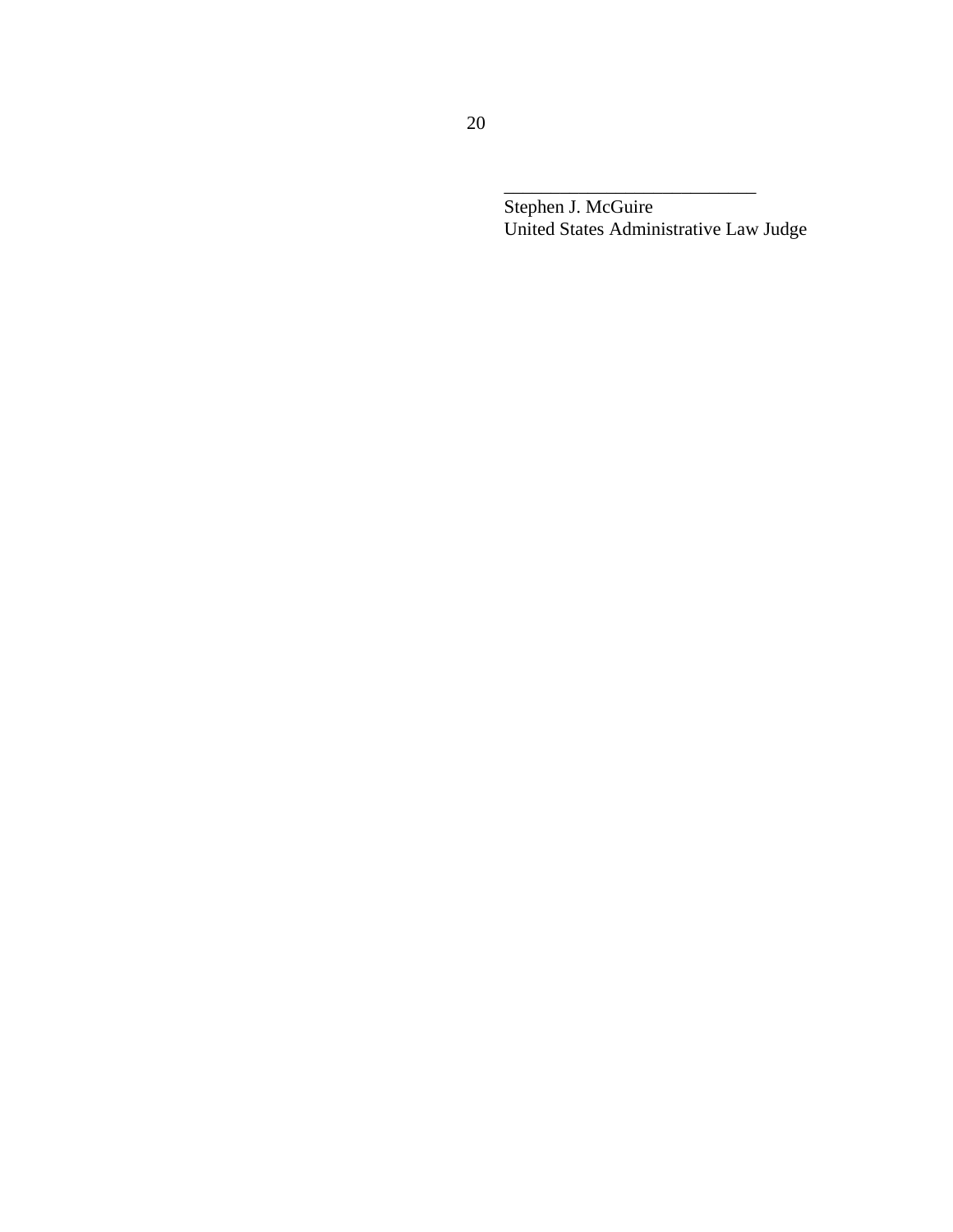\_\_\_\_\_\_\_\_\_\_\_\_\_\_\_\_\_\_\_\_\_\_\_\_\_\_\_\_
Stephen J. McGuire
United States Administrative Law Judge